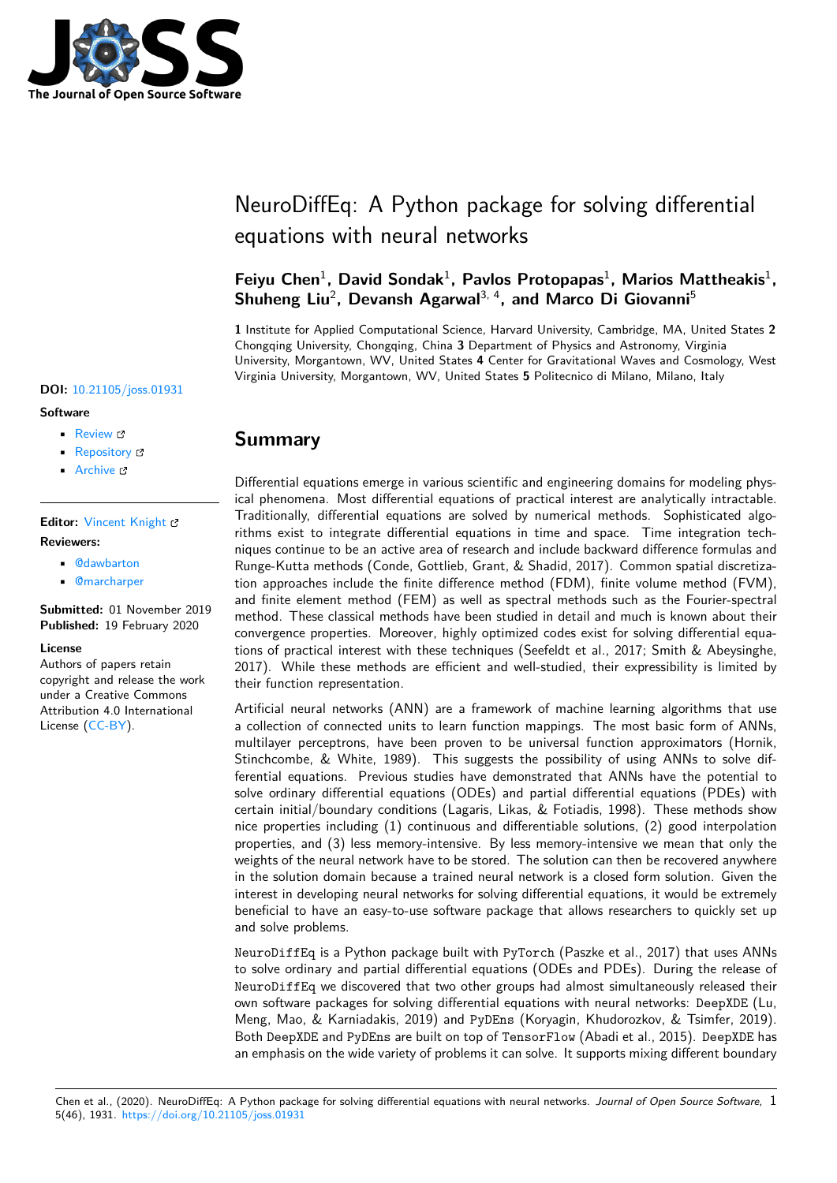# NeuroDiffEq: A Python package for solving differential equations with neural networks

**Feiyu Chen**[1], **David Sondak**[1], **Pavlos Protopapas**[1], **Marios Mattheakis**[1], **Shuheng Liu**[2], **Devansh Agarwal**[3, 4], **and Marco Di Giovanni**[5]

**1** Institute for Applied Computational Science, Harvard University, Cambridge, MA, United States **2** Chongqing University, Chongqing, China **3** Department of Physics and Astronomy, Virginia University, Morgantown, WV, United States **4** Center for Gravitational Waves and Cosmology, West Virginia University, Morgantown, WV, United States **5** Politecnico di Milano, Milano, Italy

**DOI:** 10.21105/joss.01931

**Software**

- Review
- Repository
- Archive

**Editor:** Vincent Knight

**Reviewers:**

- @dawbarton
- @marcharper

**Submitted:** 01 November 2019
**Published:** 19 February 2020

**License**
Authors of papers retain copyright and release the work under a Creative Commons Attribution 4.0 International License (CC-BY).

## Summary

Differential equations emerge in various scientific and engineering domains for modeling physical phenomena. Most differential equations of practical interest are analytically intractable. Traditionally, differential equations are solved by numerical methods. Sophisticated algorithms exist to integrate differential equations in time and space. Time integration techniques continue to be an active area of research and include backward difference formulas and Runge-Kutta methods (Conde, Gottlieb, Grant, & Shadid, 2017). Common spatial discretization approaches include the finite difference method (FDM), finite volume method (FVM), and finite element method (FEM) as well as spectral methods such as the Fourier-spectral method. These classical methods have been studied in detail and much is known about their convergence properties. Moreover, highly optimized codes exist for solving differential equations of practical interest with these techniques (Seefeldt et al., 2017; Smith & Abeysinghe, 2017). While these methods are efficient and well-studied, their expressibility is limited by their function representation.

Artificial neural networks (ANN) are a framework of machine learning algorithms that use a collection of connected units to learn function mappings. The most basic form of ANNs, multilayer perceptrons, have been proven to be universal function approximators (Hornik, Stinchcombe, & White, 1989). This suggests the possibility of using ANNs to solve differential equations. Previous studies have demonstrated that ANNs have the potential to solve ordinary differential equations (ODEs) and partial differential equations (PDEs) with certain initial/boundary conditions (Lagaris, Likas, & Fotiadis, 1998). These methods show nice properties including (1) continuous and differentiable solutions, (2) good interpolation properties, and (3) less memory-intensive. By less memory-intensive we mean that only the weights of the neural network have to be stored. The solution can then be recovered anywhere in the solution domain because a trained neural network is a closed form solution. Given the interest in developing neural networks for solving differential equations, it would be extremely beneficial to have an easy-to-use software package that allows researchers to quickly set up and solve problems.

`NeuroDiffEq` is a Python package built with `PyTorch` (Paszke et al., 2017) that uses ANNs to solve ordinary and partial differential equations (ODEs and PDEs). During the release of `NeuroDiffEq` we discovered that two other groups had almost simultaneously released their own software packages for solving differential equations with neural networks: `DeepXDE` (Lu, Meng, Mao, & Karniadakis, 2019) and `PyDEns` (Koryagin, Khudorozkov, & Tsimfer, 2019). Both `DeepXDE` and `PyDEns` are built on top of `TensorFlow` (Abadi et al., 2015). `DeepXDE` has an emphasis on the wide variety of problems it can solve. It supports mixing different boundary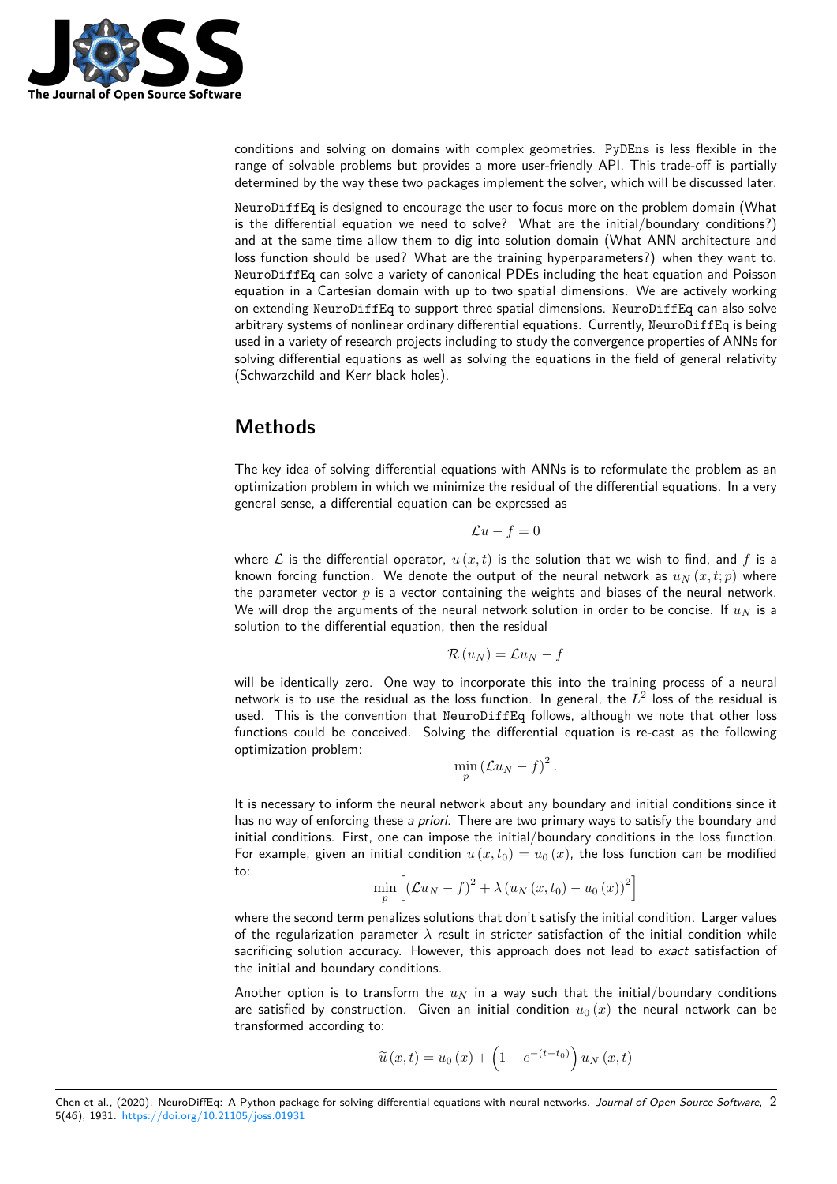conditions and solving on domains with complex geometries. PyDEns is less flexible in the range of solvable problems but provides a more user-friendly API. This trade-off is partially determined by the way these two packages implement the solver, which will be discussed later.

NeuroDiffEq is designed to encourage the user to focus more on the problem domain (What is the differential equation we need to solve? What are the initial/boundary conditions?) and at the same time allow them to dig into solution domain (What ANN architecture and loss function should be used? What are the training hyperparameters?) when they want to. NeuroDiffEq can solve a variety of canonical PDEs including the heat equation and Poisson equation in a Cartesian domain with up to two spatial dimensions. We are actively working on extending NeuroDiffEq to support three spatial dimensions. NeuroDiffEq can also solve arbitrary systems of nonlinear ordinary differential equations. Currently, NeuroDiffEq is being used in a variety of research projects including to study the convergence properties of ANNs for solving differential equations as well as solving the equations in the field of general relativity (Schwarzchild and Kerr black holes).

## Methods

The key idea of solving differential equations with ANNs is to reformulate the problem as an optimization problem in which we minimize the residual of the differential equations. In a very general sense, a differential equation can be expressed as

$$\mathcal{L}u - f = 0$$

where $\mathcal{L}$ is the differential operator, $u\left(x,t\right)$ is the solution that we wish to find, and $f$ is a known forcing function. We denote the output of the neural network as $u_{N}\left(x,t;p\right)$ where the parameter vector $p$ is a vector containing the weights and biases of the neural network. We will drop the arguments of the neural network solution in order to be concise. If $u_{N}$ is a solution to the differential equation, then the residual

$$\mathcal{R}\left(u_{N}\right) = \mathcal{L}u_{N} - f$$

will be identically zero. One way to incorporate this into the training process of a neural network is to use the residual as the loss function. In general, the $L^{2}$ loss of the residual is used. This is the convention that NeuroDiffEq follows, although we note that other loss functions could be conceived. Solving the differential equation is re-cast as the following optimization problem:

$$\min_{p}\left(\mathcal{L}u_{N} - f\right)^{2}.$$

It is necessary to inform the neural network about any boundary and initial conditions since it has no way of enforcing these *a priori*. There are two primary ways to satisfy the boundary and initial conditions. First, one can impose the initial/boundary conditions in the loss function. For example, given an initial condition $u\left(x,t_{0}\right) = u_{0}\left(x\right)$, the loss function can be modified to:

$$\min_{p}\left[\left(\mathcal{L}u_{N} - f\right)^{2} + \lambda\left(u_{N}\left(x,t_{0}\right) - u_{0}\left(x\right)\right)^{2}\right]$$

where the second term penalizes solutions that don't satisfy the initial condition. Larger values of the regularization parameter $\lambda$ result in stricter satisfaction of the initial condition while sacrificing solution accuracy. However, this approach does not lead to *exact* satisfaction of the initial and boundary conditions.

Another option is to transform the $u_{N}$ in a way such that the initial/boundary conditions are satisfied by construction. Given an initial condition $u_{0}\left(x\right)$ the neural network can be transformed according to:

$$\widetilde{u}\left(x,t\right) = u_{0}\left(x\right) + \left(1 - e^{-\left(t-t_{0}\right)}\right)u_{N}\left(x,t\right)$$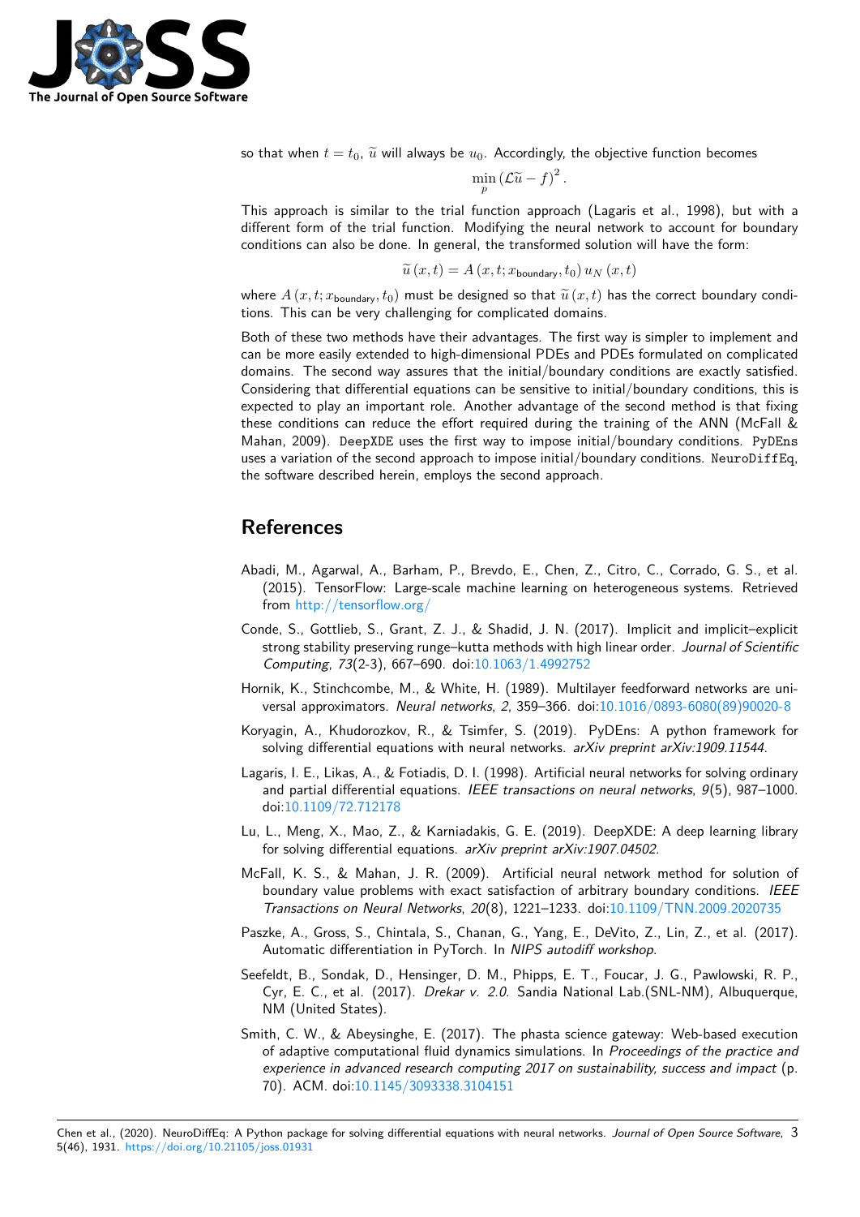so that when $t = t_0$, $\widetilde{u}$ will always be $u_0$. Accordingly, the objective function becomes

$$\min_{p} \left(\mathcal{L}\widetilde{u} - f\right)^2.$$

This approach is similar to the trial function approach (Lagaris et al., 1998), but with a different form of the trial function. Modifying the neural network to account for boundary conditions can also be done. In general, the transformed solution will have the form:

$$\widetilde{u}\left(x, t\right) = A\left(x, t; x_{\text{boundary}}, t_0\right) u_N\left(x, t\right)$$

where $A\left(x, t; x_{\text{boundary}}, t_0\right)$ must be designed so that $\widetilde{u}\left(x, t\right)$ has the correct boundary conditions. This can be very challenging for complicated domains.

Both of these two methods have their advantages. The first way is simpler to implement and can be more easily extended to high-dimensional PDEs and PDEs formulated on complicated domains. The second way assures that the initial/boundary conditions are exactly satisfied. Considering that differential equations can be sensitive to initial/boundary conditions, this is expected to play an important role. Another advantage of the second method is that fixing these conditions can reduce the effort required during the training of the ANN (McFall & Mahan, 2009). `DeepXDE` uses the first way to impose initial/boundary conditions. `PyDEns` uses a variation of the second approach to impose initial/boundary conditions. `NeuroDiffEq`, the software described herein, employs the second approach.

# References

Abadi, M., Agarwal, A., Barham, P., Brevdo, E., Chen, Z., Citro, C., Corrado, G. S., et al. (2015). TensorFlow: Large-scale machine learning on heterogeneous systems. Retrieved from http://tensorflow.org/

Conde, S., Gottlieb, S., Grant, Z. J., & Shadid, J. N. (2017). Implicit and implicit–explicit strong stability preserving runge–kutta methods with high linear order. *Journal of Scientific Computing*, *73*(2-3), 667–690. doi:10.1063/1.4992752

Hornik, K., Stinchcombe, M., & White, H. (1989). Multilayer feedforward networks are universal approximators. *Neural networks*, *2*, 359–366. doi:10.1016/0893-6080(89)90020-8

Koryagin, A., Khudorozkov, R., & Tsimfer, S. (2019). PyDEns: A python framework for solving differential equations with neural networks. *arXiv preprint arXiv:1909.11544*.

Lagaris, I. E., Likas, A., & Fotiadis, D. I. (1998). Artificial neural networks for solving ordinary and partial differential equations. *IEEE transactions on neural networks*, *9*(5), 987–1000. doi:10.1109/72.712178

Lu, L., Meng, X., Mao, Z., & Karniadakis, G. E. (2019). DeepXDE: A deep learning library for solving differential equations. *arXiv preprint arXiv:1907.04502*.

McFall, K. S., & Mahan, J. R. (2009). Artificial neural network method for solution of boundary value problems with exact satisfaction of arbitrary boundary conditions. *IEEE Transactions on Neural Networks*, *20*(8), 1221–1233. doi:10.1109/TNN.2009.2020735

Paszke, A., Gross, S., Chintala, S., Chanan, G., Yang, E., DeVito, Z., Lin, Z., et al. (2017). Automatic differentiation in PyTorch. In *NIPS autodiff workshop*.

Seefeldt, B., Sondak, D., Hensinger, D. M., Phipps, E. T., Foucar, J. G., Pawlowski, R. P., Cyr, E. C., et al. (2017). *Drekar v. 2.0.* Sandia National Lab.(SNL-NM), Albuquerque, NM (United States).

Smith, C. W., & Abeysinghe, E. (2017). The phasta science gateway: Web-based execution of adaptive computational fluid dynamics simulations. In *Proceedings of the practice and experience in advanced research computing 2017 on sustainability, success and impact* (p. 70). ACM. doi:10.1145/3093338.3104151